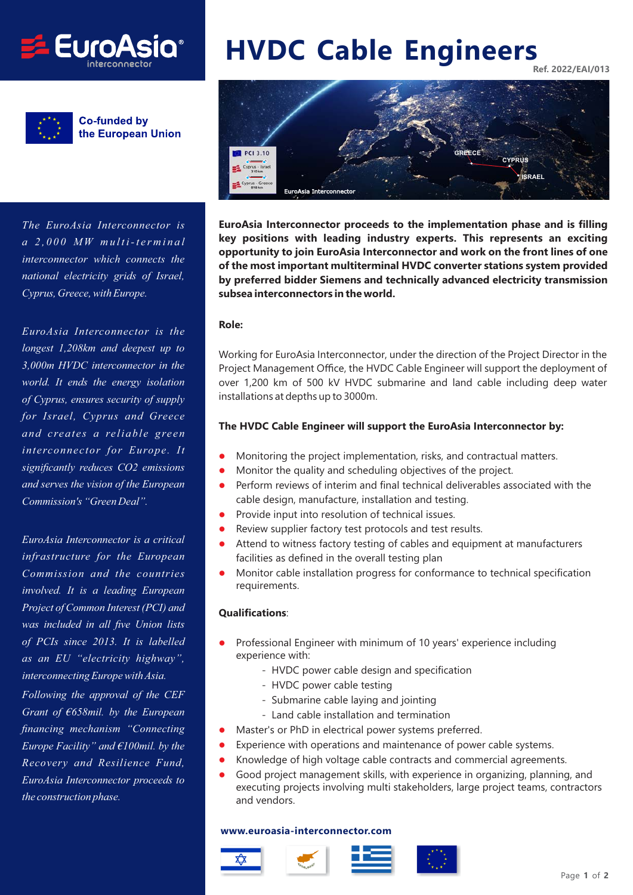EuroAsia® interconnector

Co-funded by the European Union

*The EuroAsia Interconnector is a 2,000 MW multi-terminal interconnector which connects the national electricity grids of Israel, Cyprus, Greece, with Europe.*

*EuroAsia Interconnector is the longest 1,208km and deepest up to 3,000m HVDC interconnector in the world. It ends the energy isolation of Cyprus, ensures security of supply for Israel, Cyprus and Greece and creates a reliable green interconnector for Europe. It significantly reduces CO2 emissions and serves the vision of the European Commission's "Green Deal".*

*EuroAsia Interconnector is a critical infrastructure for the European Commission and the countries involved. It is a leading European Project of Common Interest (PCI) and was included in all five Union lists of PCIs since 2013. It is labelled as an EU "electricity highway", interconnecting Europe with Asia.*

*Following the approval of the CEF Grant of €658mil. by the European financing mechanism "Connecting Europe Facility" and €100mil. by the Recovery and Resilience Fund, EuroAsia Interconnector proceeds to the construction phase.*

# HVDC Cable Engineers

Ref. 2022/EAI/013

**EuroAsia Interconnector proceeds to the implementation phase and is filling key positions with leading industry experts. This represents an exciting opportunity to join EuroAsia Interconnector and work on the front lines of one of the most important multiterminal HVDC converter stations system provided by preferred bidder Siemens and technically advanced electricity transmission subsea interconnectors in the world.**

**Role:**

Working for EuroAsia Interconnector, under the direction of the Project Director in the Project Management Office, the HVDC Cable Engineer will support the deployment of over 1,200 km of 500 kV HVDC submarine and land cable including deep water installations at depths up to 3000m.

**The HVDC Cable Engineer will support the EuroAsia Interconnector by:**

- Monitoring the project implementation, risks, and contractual matters.
- Monitor the quality and scheduling objectives of the project.
- Perform reviews of interim and final technical deliverables associated with the cable design, manufacture, installation and testing.
- Provide input into resolution of technical issues.
- Review supplier factory test protocols and test results.
- Attend to witness factory testing of cables and equipment at manufacturers facilities as defined in the overall testing plan
- Monitor cable installation progress for conformance to technical specification requirements.

**Qualifications**:

- Professional Engineer with minimum of 10 years' experience including experience with:
  - HVDC power cable design and specification
  - HVDC power cable testing
  - Submarine cable laying and jointing
  - Land cable installation and termination
- Master's or PhD in electrical power systems preferred.
- Experience with operations and maintenance of power cable systems.
- Knowledge of high voltage cable contracts and commercial agreements.
- Good project management skills, with experience in organizing, planning, and executing projects involving multi stakeholders, large project teams, contractors and vendors.

**www.euroasia-interconnector.com**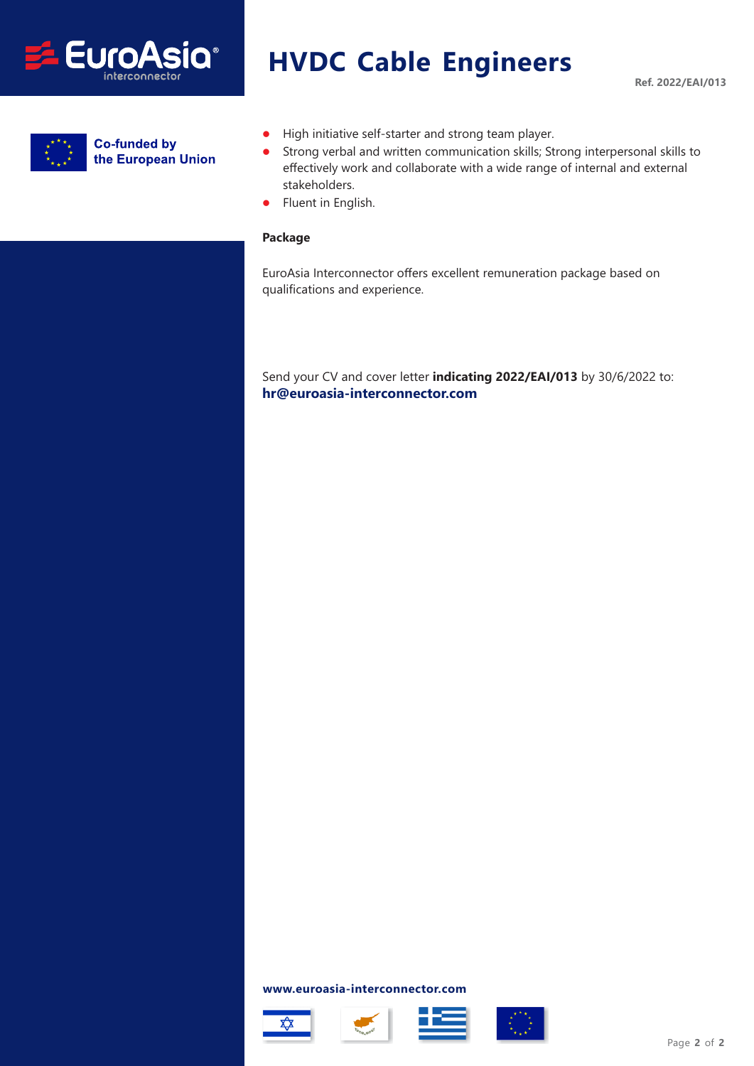- High initiative self-starter and strong team player.
- Strong verbal and written communication skills; Strong interpersonal skills to effectively work and collaborate with a wide range of internal and external stakeholders.
- Fluent in English.

**Package**

EuroAsia Interconnector offers excellent remuneration package based on qualifications and experience.

Send your CV and cover letter **indicating 2022/EAI/013** by 30/6/2022 to:
**hr@euroasia-interconnector.com**

**www.euroasia-interconnector.com**